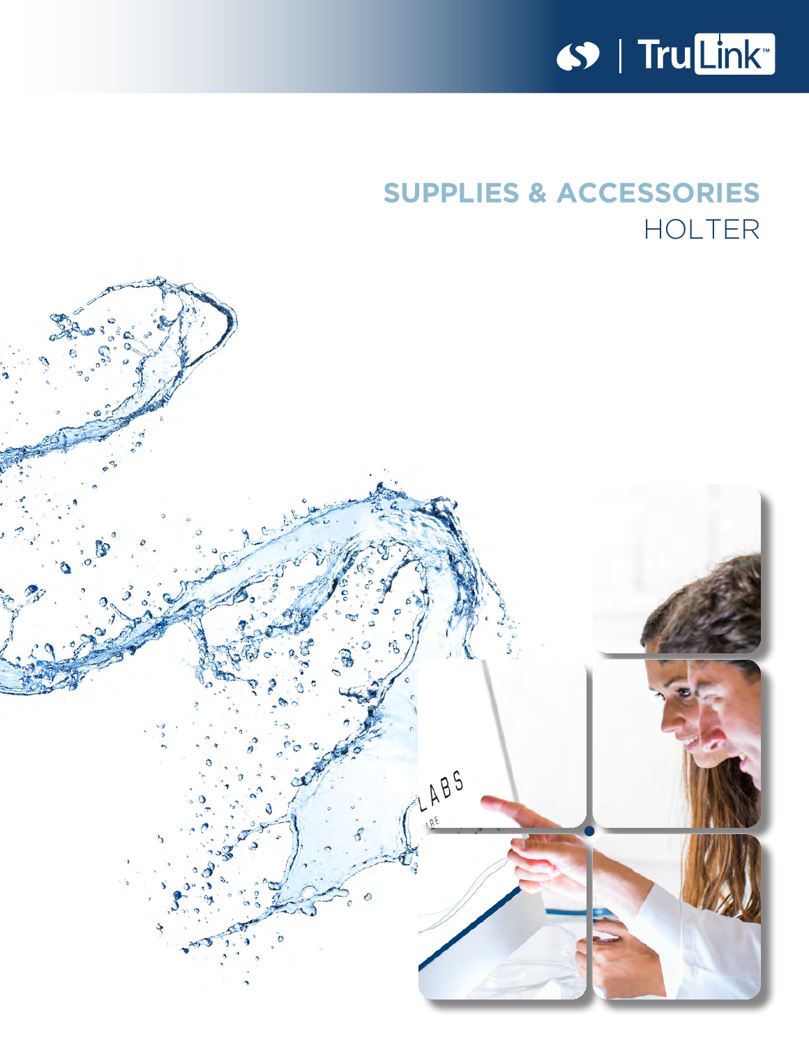# SUPPLIES & ACCESSORIES

## HOLTER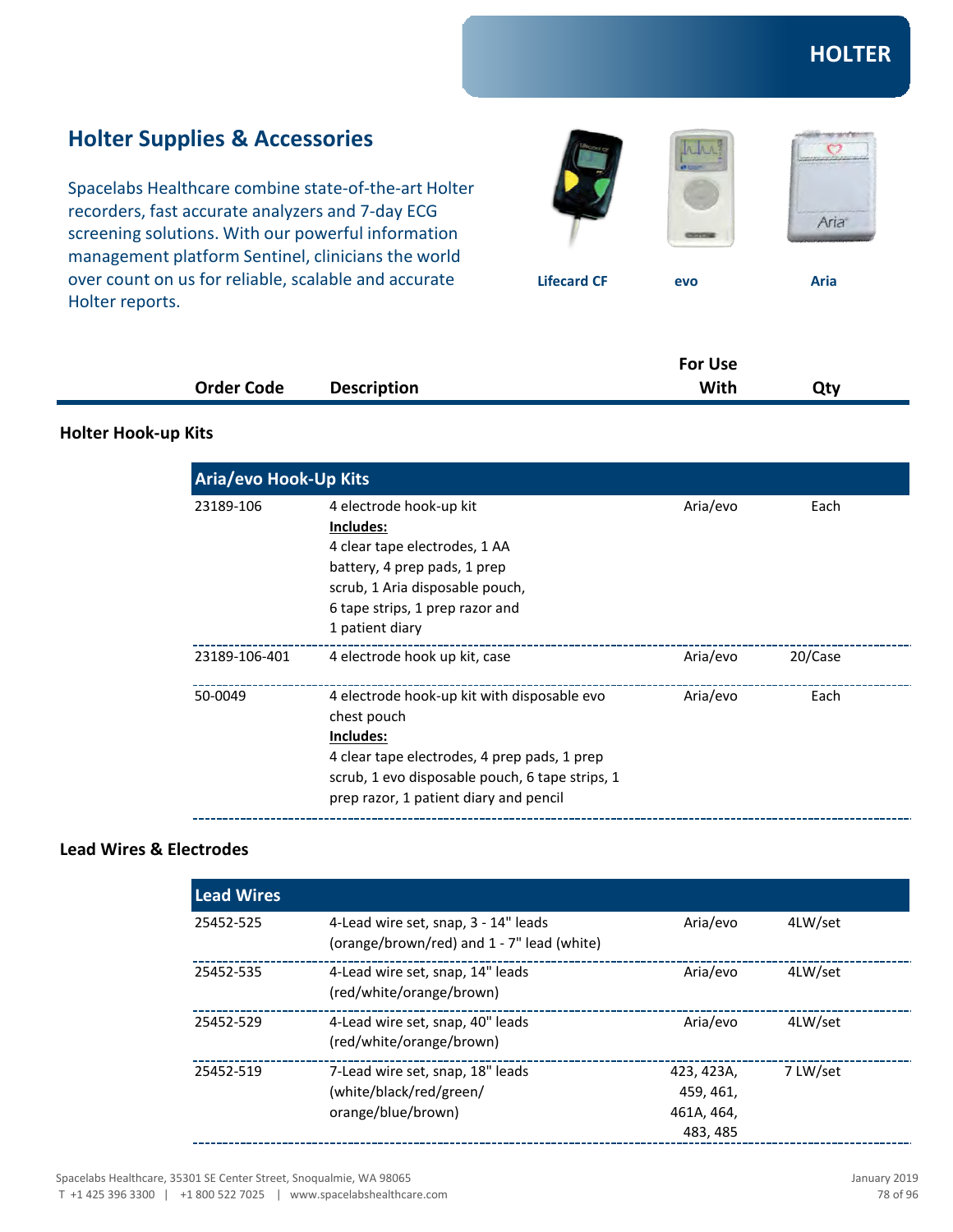# HOLTER

## Holter Supplies & Accessories

Spacelabs Healthcare combine state-of-the-art Holter recorders, fast accurate analyzers and 7-day ECG screening solutions. With our powerful information management platform Sentinel, clinicians the world over count on us for reliable, scalable and accurate Holter reports.

**Lifecard CF** **evo** **Aria**

### Holter Hook-up Kits

| Order Code | Description | For Use With | Qty |
|---|---|---|---|
| **Aria/evo Hook-Up Kits** | | | |
| 23189-106 | 4 electrode hook-up kit **Includes:** 4 clear tape electrodes, 1 AA battery, 4 prep pads, 1 prep scrub, 1 Aria disposable pouch, 6 tape strips, 1 prep razor and 1 patient diary | Aria/evo | Each |
| 23189-106-401 | 4 electrode hook up kit, case | Aria/evo | 20/Case |
| 50-0049 | 4 electrode hook-up kit with disposable evo chest pouch **Includes:** 4 clear tape electrodes, 4 prep pads, 1 prep scrub, 1 evo disposable pouch, 6 tape strips, 1 prep razor, 1 patient diary and pencil | Aria/evo | Each |

### Lead Wires & Electrodes

| Order Code | Description | For Use With | Qty |
|---|---|---|---|
| **Lead Wires** | | | |
| 25452-525 | 4-Lead wire set, snap, 3 - 14" leads (orange/brown/red) and 1 - 7" lead (white) | Aria/evo | 4LW/set |
| 25452-535 | 4-Lead wire set, snap, 14" leads (red/white/orange/brown) | Aria/evo | 4LW/set |
| 25452-529 | 4-Lead wire set, snap, 40" leads (red/white/orange/brown) | Aria/evo | 4LW/set |
| 25452-519 | 7-Lead wire set, snap, 18" leads (white/black/red/green/orange/blue/brown) | 423, 423A, 459, 461, 461A, 464, 483, 485 | 7 LW/set |

Spacelabs Healthcare, 35301 SE Center Street, Snoqualmie, WA 98065
T +1 425 396 3300 | +1 800 522 7025 | www.spacelabshealthcare.com

January 2019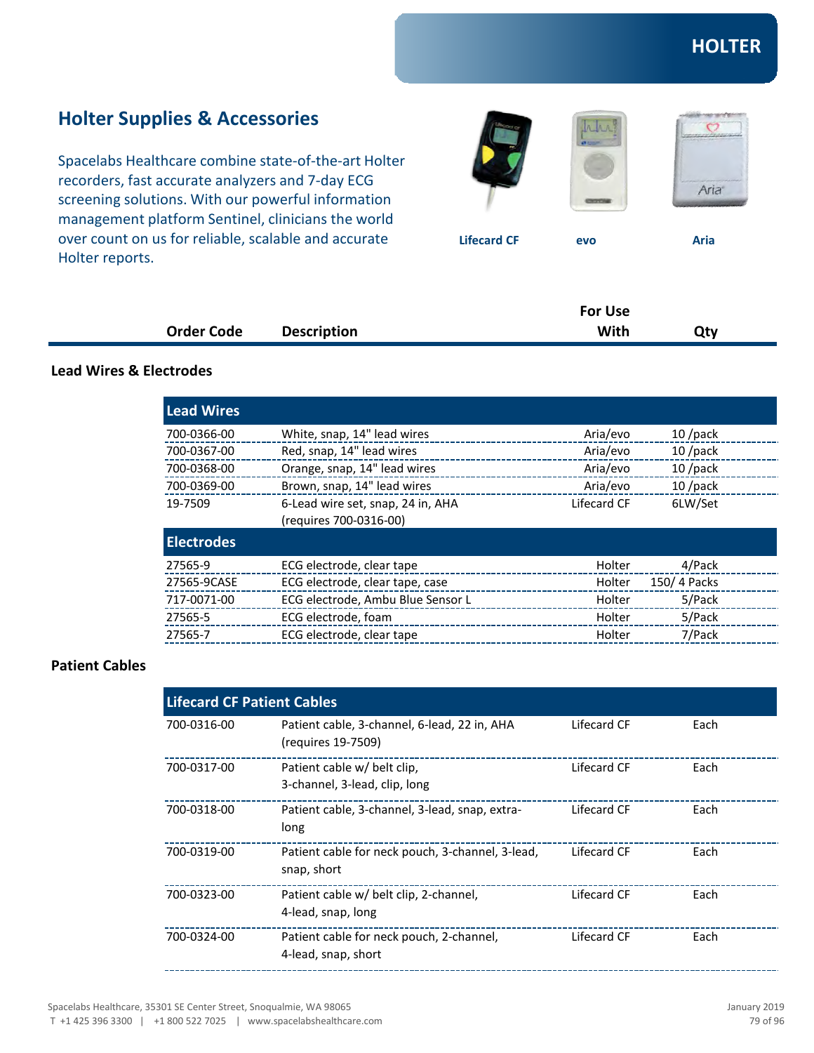# HOLTER

## Holter Supplies & Accessories

Spacelabs Healthcare combine state-of-the-art Holter recorders, fast accurate analyzers and 7-day ECG screening solutions. With our powerful information management platform Sentinel, clinicians the world over count on us for reliable, scalable and accurate Holter reports.

Lifecard CF | evo | Aria

### Lead Wires & Electrodes

| Order Code | Description | For Use With | Qty |
|---|---|---|---|
| **Lead Wires** | | | |
| 700-0366-00 | White, snap, 14" lead wires | Aria/evo | 10 /pack |
| 700-0367-00 | Red, snap, 14" lead wires | Aria/evo | 10 /pack |
| 700-0368-00 | Orange, snap, 14" lead wires | Aria/evo | 10 /pack |
| 700-0369-00 | Brown, snap, 14" lead wires | Aria/evo | 10 /pack |
| 19-7509 | 6-Lead wire set, snap, 24 in, AHA (requires 700-0316-00) | Lifecard CF | 6LW/Set |
| **Electrodes** | | | |
| 27565-9 | ECG electrode, clear tape | Holter | 4/Pack |
| 27565-9CASE | ECG electrode, clear tape, case | Holter | 150/ 4 Packs |
| 717-0071-00 | ECG electrode, Ambu Blue Sensor L | Holter | 5/Pack |
| 27565-5 | ECG electrode, foam | Holter | 5/Pack |
| 27565-7 | ECG electrode, clear tape | Holter | 7/Pack |

### Patient Cables

| Order Code | Description | For Use With | Qty |
|---|---|---|---|
| **Lifecard CF Patient Cables** | | | |
| 700-0316-00 | Patient cable, 3-channel, 6-lead, 22 in, AHA (requires 19-7509) | Lifecard CF | Each |
| 700-0317-00 | Patient cable w/ belt clip, 3-channel, 3-lead, clip, long | Lifecard CF | Each |
| 700-0318-00 | Patient cable, 3-channel, 3-lead, snap, extra-long | Lifecard CF | Each |
| 700-0319-00 | Patient cable for neck pouch, 3-channel, 3-lead, snap, short | Lifecard CF | Each |
| 700-0323-00 | Patient cable w/ belt clip, 2-channel, 4-lead, snap, long | Lifecard CF | Each |
| 700-0324-00 | Patient cable for neck pouch, 2-channel, 4-lead, snap, short | Lifecard CF | Each |

Spacelabs Healthcare, 35301 SE Center Street, Snoqualmie, WA 98065
T +1 425 396 3300 | +1 800 522 7025 | www.spacelabshealthcare.com

January 2019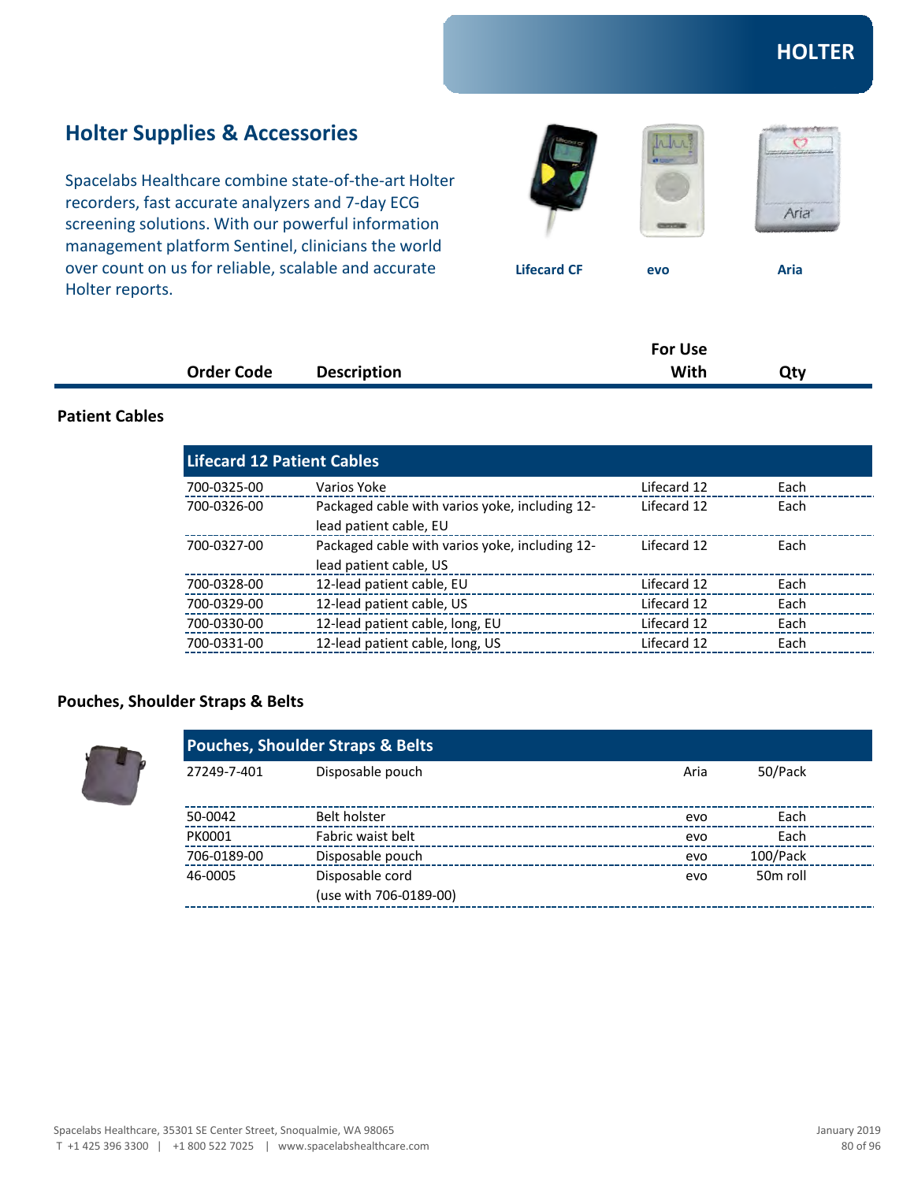# HOLTER

## Holter Supplies & Accessories

Spacelabs Healthcare combine state-of-the-art Holter recorders, fast accurate analyzers and 7-day ECG screening solutions. With our powerful information management platform Sentinel, clinicians the world over count on us for reliable, scalable and accurate Holter reports.

Lifecard CF | evo | Aria

### Patient Cables

| Order Code | Description | For Use With | Qty |
|---|---|---|---|
| **Lifecard 12 Patient Cables** | | | |
| 700-0325-00 | Varios Yoke | Lifecard 12 | Each |
| 700-0326-00 | Packaged cable with varios yoke, including 12-lead patient cable, EU | Lifecard 12 | Each |
| 700-0327-00 | Packaged cable with varios yoke, including 12-lead patient cable, US | Lifecard 12 | Each |
| 700-0328-00 | 12-lead patient cable, EU | Lifecard 12 | Each |
| 700-0329-00 | 12-lead patient cable, US | Lifecard 12 | Each |
| 700-0330-00 | 12-lead patient cable, long, EU | Lifecard 12 | Each |
| 700-0331-00 | 12-lead patient cable, long, US | Lifecard 12 | Each |

### Pouches, Shoulder Straps & Belts

| Order Code | Description | For Use With | Qty |
|---|---|---|---|
| **Pouches, Shoulder Straps & Belts** | | | |
| 27249-7-401 | Disposable pouch | Aria | 50/Pack |
| 50-0042 | Belt holster | evo | Each |
| PK0001 | Fabric waist belt | evo | Each |
| 706-0189-00 | Disposable pouch | evo | 100/Pack |
| 46-0005 | Disposable cord (use with 706-0189-00) | evo | 50m roll |

Spacelabs Healthcare, 35301 SE Center Street, Snoqualmie, WA 98065
T +1 425 396 3300 | +1 800 522 7025 | www.spacelabshealthcare.com

January 2019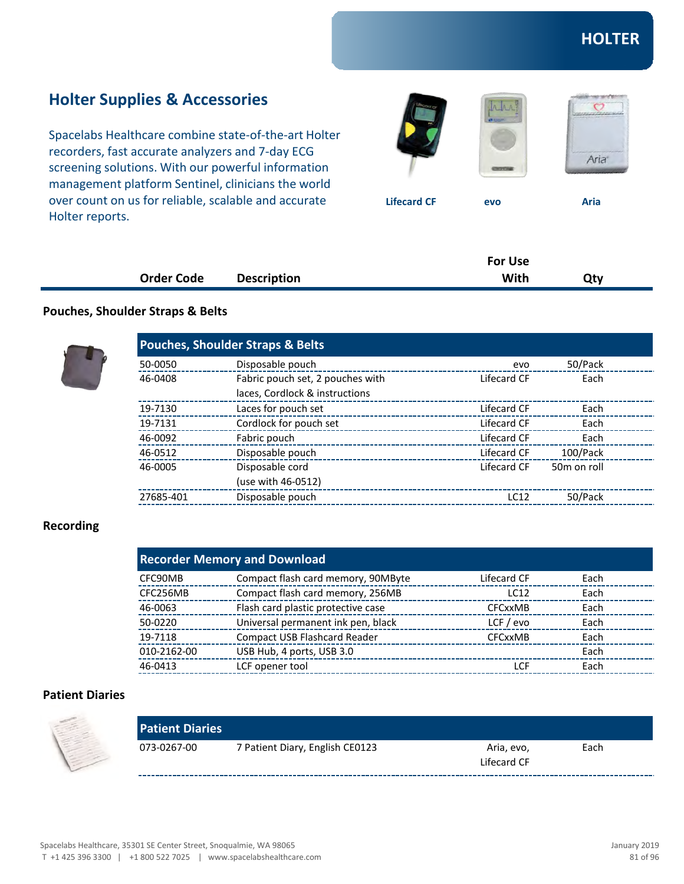# HOLTER

## Holter Supplies & Accessories

Spacelabs Healthcare combine state-of-the-art Holter recorders, fast accurate analyzers and 7-day ECG screening solutions. With our powerful information management platform Sentinel, clinicians the world over count on us for reliable, scalable and accurate Holter reports.

Lifecard CF

evo

Aria

### Pouches, Shoulder Straps & Belts

| Order Code | Description | For Use With | Qty |
|---|---|---|---|
| **Pouches, Shoulder Straps & Belts** | | | |
| 50-0050 | Disposable pouch | evo | 50/Pack |
| 46-0408 | Fabric pouch set, 2 pouches with laces, Cordlock & instructions | Lifecard CF | Each |
| 19-7130 | Laces for pouch set | Lifecard CF | Each |
| 19-7131 | Cordlock for pouch set | Lifecard CF | Each |
| 46-0092 | Fabric pouch | Lifecard CF | Each |
| 46-0512 | Disposable pouch | Lifecard CF | 100/Pack |
| 46-0005 | Disposable cord (use with 46-0512) | Lifecard CF | 50m on roll |
| 27685-401 | Disposable pouch | LC12 | 50/Pack |

### Recording

| Order Code | Description | For Use With | Qty |
|---|---|---|---|
| **Recorder Memory and Download** | | | |
| CFC90MB | Compact flash card memory, 90MByte | Lifecard CF | Each |
| CFC256MB | Compact flash card memory, 256MB | LC12 | Each |
| 46-0063 | Flash card plastic protective case | CFCxxMB | Each |
| 50-0220 | Universal permanent ink pen, black | LCF / evo | Each |
| 19-7118 | Compact USB Flashcard Reader | CFCxxMB | Each |
| 010-2162-00 | USB Hub, 4 ports, USB 3.0 | | Each |
| 46-0413 | LCF opener tool | LCF | Each |

### Patient Diaries

| Order Code | Description | For Use With | Qty |
|---|---|---|---|
| **Patient Diaries** | | | |
| 073-0267-00 | 7 Patient Diary, English CE0123 | Aria, evo, Lifecard CF | Each |

Spacelabs Healthcare, 35301 SE Center Street, Snoqualmie, WA 98065
T +1 425 396 3300 | +1 800 522 7025 | www.spacelabshealthcare.com

January 2019